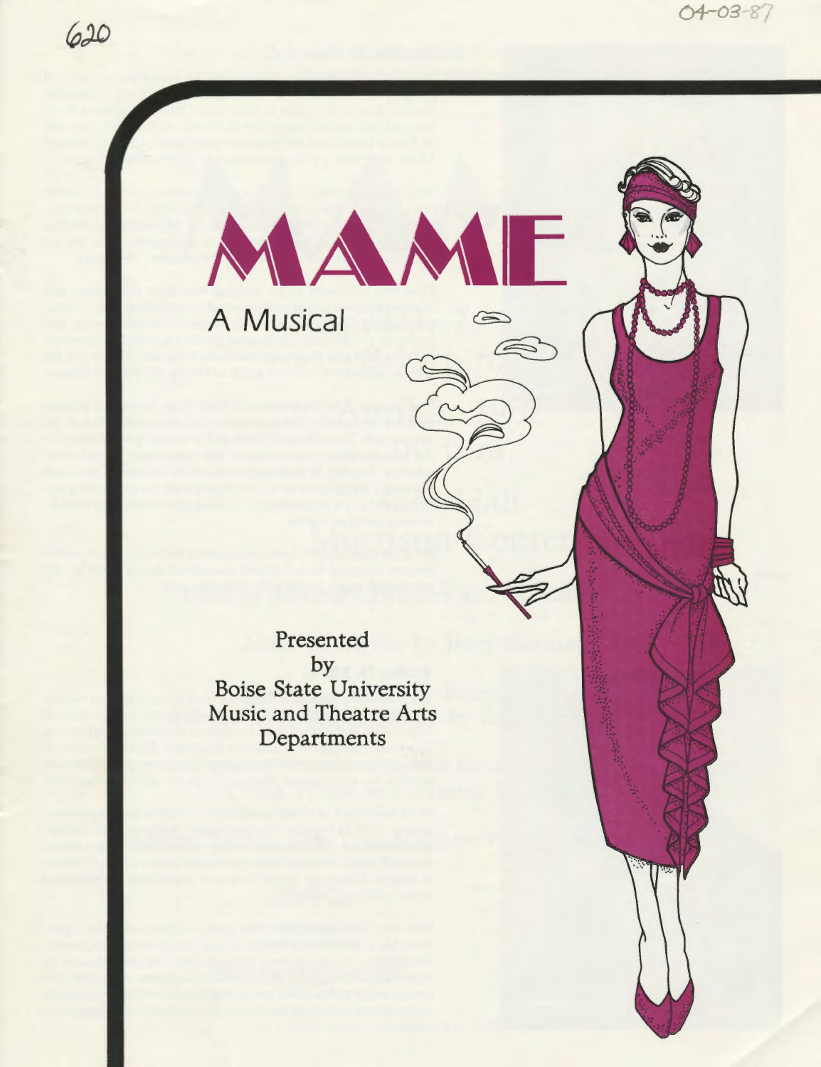620

04-03-87

# MAME

A Musical

Presented by Boise State University Music and Theatre Arts Departments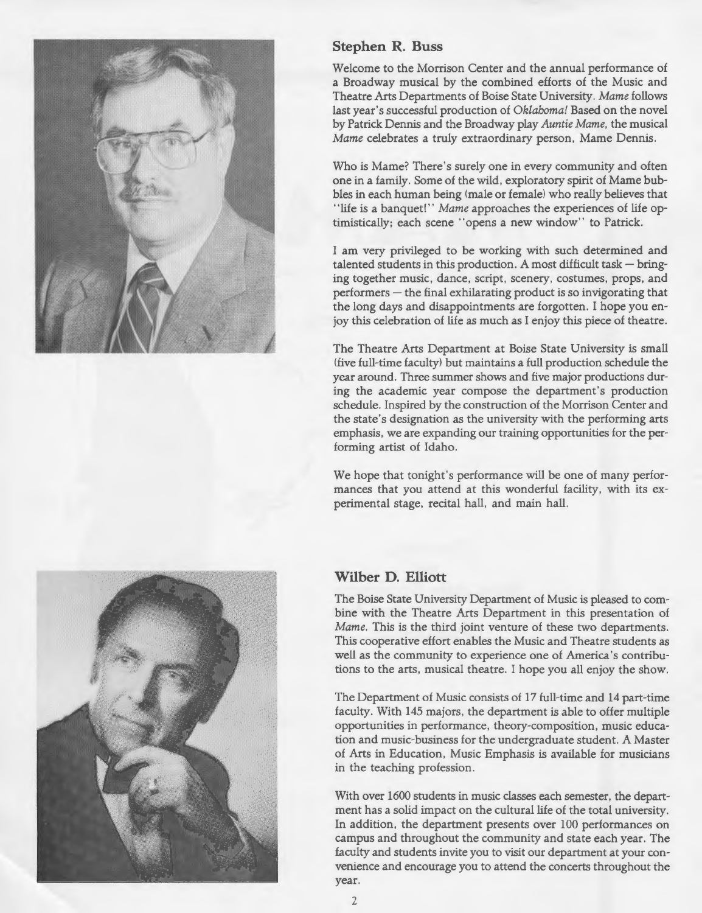## Stephen R. Buss

Welcome to the Morrison Center and the annual performance of a Broadway musical by the combined efforts of the Music and Theatre Arts Departments of Boise State University. *Mame* follows last year's successful production of *Oklahoma!* Based on the novel by Patrick Dennis and the Broadway play *Auntie Mame*, the musical *Mame* celebrates a truly extraordinary person, Mame Dennis.

Who is Mame? There's surely one in every community and often one in a family. Some of the wild, exploratory spirit of Mame bubbles in each human being (male or female) who really believes that "life is a banquet!" *Mame* approaches the experiences of life optimistically; each scene "opens a new window" to Patrick.

I am very privileged to be working with such determined and talented students in this production. A most difficult task — bringing together music, dance, script, scenery, costumes, props, and performers — the final exhilarating product is so invigorating that the long days and disappointments are forgotten. I hope you enjoy this celebration of life as much as I enjoy this piece of theatre.

The Theatre Arts Department at Boise State University is small (five full-time faculty) but maintains a full production schedule the year around. Three summer shows and five major productions during the academic year compose the department's production schedule. Inspired by the construction of the Morrison Center and the state's designation as the university with the performing arts emphasis, we are expanding our training opportunities for the performing artist of Idaho.

We hope that tonight's performance will be one of many performances that you attend at this wonderful facility, with its experimental stage, recital hall, and main hall.

## Wilber D. Elliott

The Boise State University Department of Music is pleased to combine with the Theatre Arts Department in this presentation of *Mame*. This is the third joint venture of these two departments. This cooperative effort enables the Music and Theatre students as well as the community to experience one of America's contributions to the arts, musical theatre. I hope you all enjoy the show.

The Department of Music consists of 17 full-time and 14 part-time faculty. With 145 majors, the department is able to offer multiple opportunities in performance, theory-composition, music education and music-business for the undergraduate student. A Master of Arts in Education, Music Emphasis is available for musicians in the teaching profession.

With over 1600 students in music classes each semester, the department has a solid impact on the cultural life of the total university. In addition, the department presents over 100 performances on campus and throughout the community and state each year. The faculty and students invite you to visit our department at your convenience and encourage you to attend the concerts throughout the year.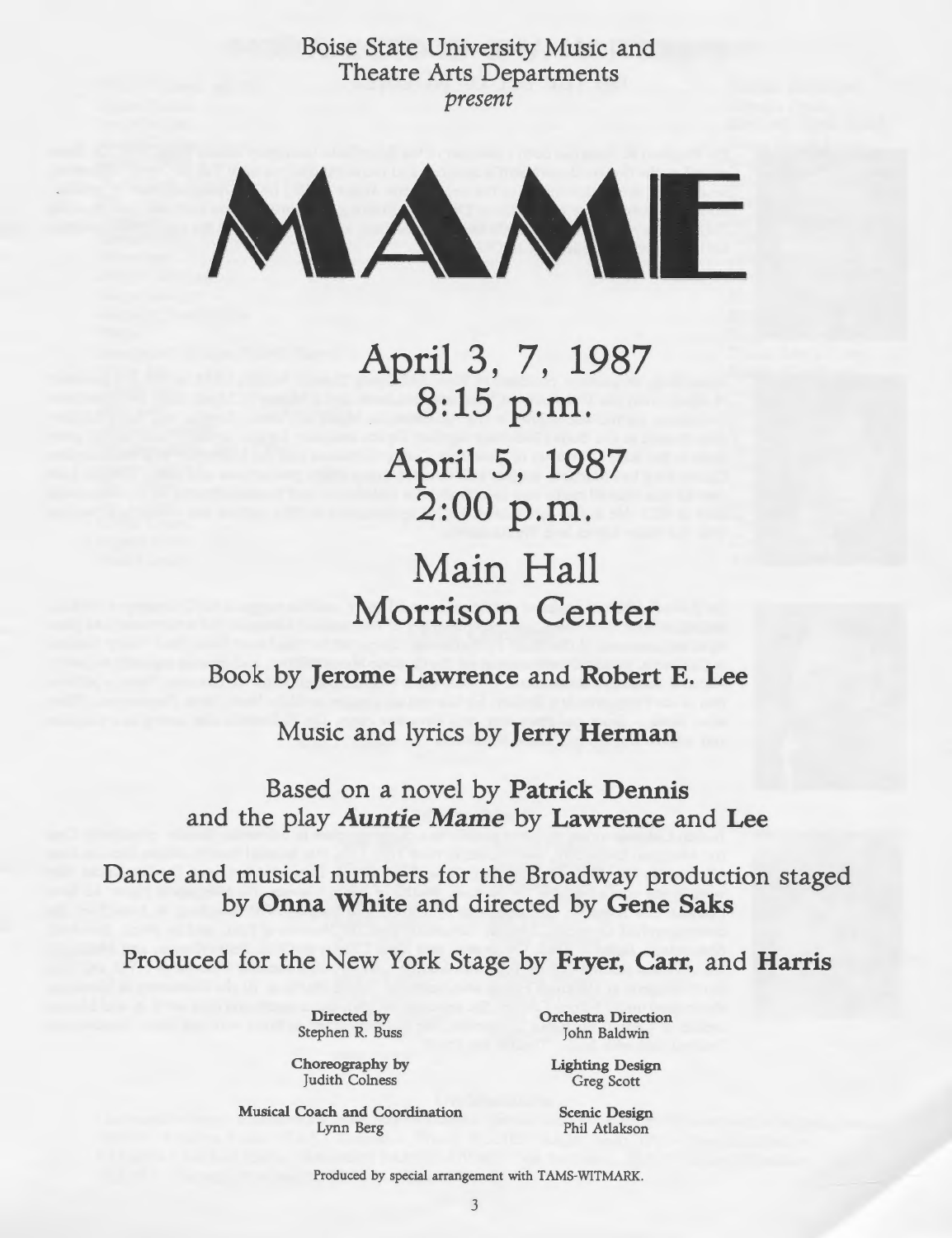Boise State University Music and Theatre Arts Departments
*present*

# MAME

## April 3, 7, 1987
## 8:15 p.m.

## April 5, 1987
## 2:00 p.m.

## Main Hall
## Morrison Center

Book by **Jerome Lawrence** and **Robert E. Lee**

Music and lyrics by **Jerry Herman**

Based on a novel by **Patrick Dennis**
and the play ***Auntie Mame*** by **Lawrence** and **Lee**

Dance and musical numbers for the Broadway production staged by **Onna White** and directed by **Gene Saks**

Produced for the New York Stage by **Fryer, Carr,** and **Harris**

**Directed by**
Stephen R. Buss

**Orchestra Direction**
John Baldwin

**Choreography by**
Judith Colness

**Lighting Design**
Greg Scott

**Musical Coach and Coordination**
Lynn Berg

**Scenic Design**
Phil Atlakson

Produced by special arrangement with TAMS-WITMARK.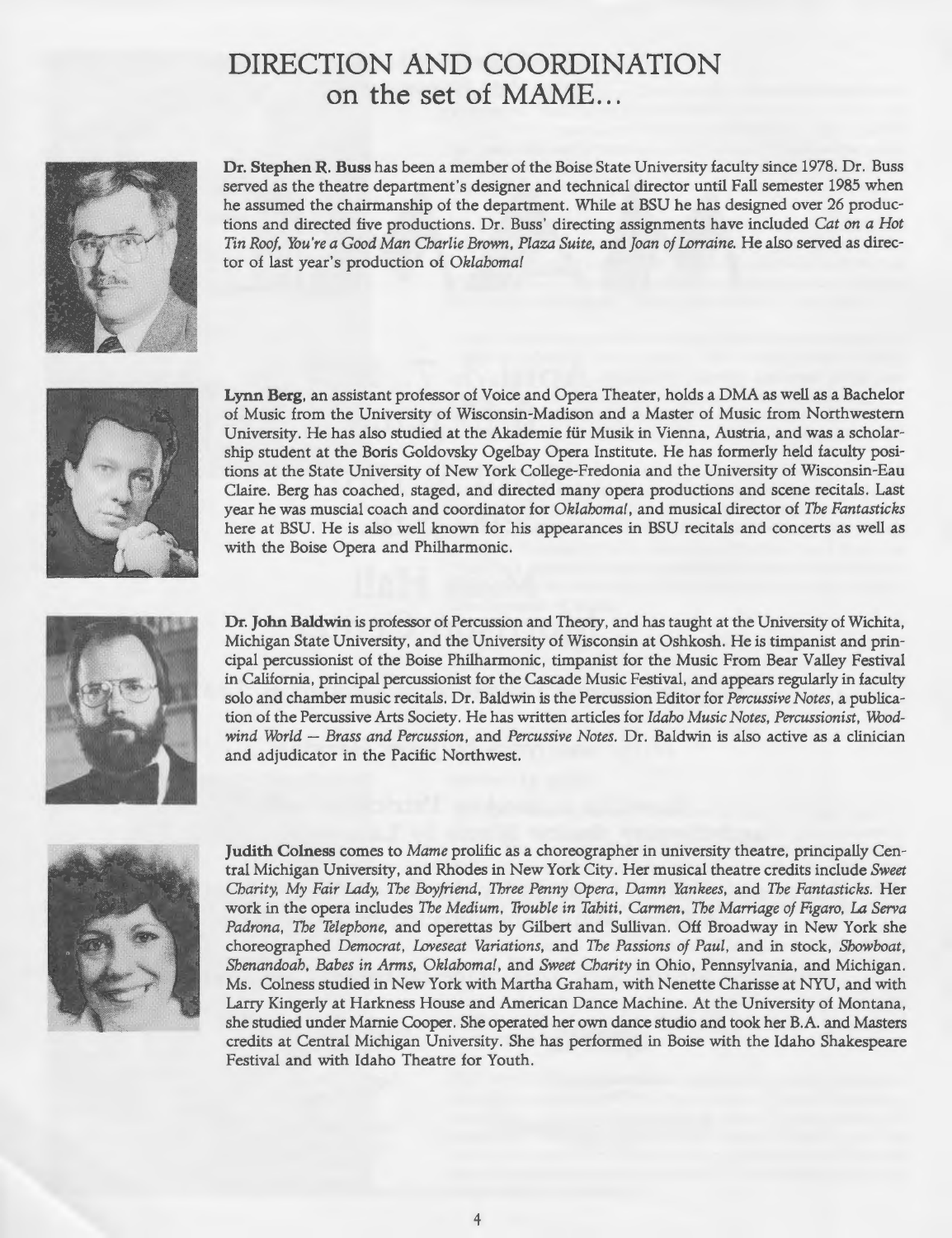# DIRECTION AND COORDINATION on the set of MAME...

**Dr. Stephen R. Buss** has been a member of the Boise State University faculty since 1978. Dr. Buss served as the theatre department's designer and technical director until Fall semester 1985 when he assumed the chairmanship of the department. While at BSU he has designed over 26 productions and directed five productions. Dr. Buss' directing assignments have included *Cat on a Hot Tin Roof, You're a Good Man Charlie Brown, Plaza Suite,* and *Joan of Lorraine.* He also served as director of last year's production of *Oklahoma!*

**Lynn Berg**, an assistant professor of Voice and Opera Theater, holds a DMA as well as a Bachelor of Music from the University of Wisconsin-Madison and a Master of Music from Northwestern University. He has also studied at the Akademie für Musik in Vienna, Austria, and was a scholarship student at the Boris Goldovsky Ogelbay Opera Institute. He has formerly held faculty positions at the State University of New York College-Fredonia and the University of Wisconsin-Eau Claire. Berg has coached, staged, and directed many opera productions and scene recitals. Last year he was muscial coach and coordinator for *Oklahoma!*, and musical director of *The Fantasticks* here at BSU. He is also well known for his appearances in BSU recitals and concerts as well as with the Boise Opera and Philharmonic.

**Dr. John Baldwin** is professor of Percussion and Theory, and has taught at the University of Wichita, Michigan State University, and the University of Wisconsin at Oshkosh. He is timpanist and principal percussionist of the Boise Philharmonic, timpanist for the Music From Bear Valley Festival in California, principal percussionist for the Cascade Music Festival, and appears regularly in faculty solo and chamber music recitals. Dr. Baldwin is the Percussion Editor for *Percussive Notes*, a publication of the Percussive Arts Society. He has written articles for *Idaho Music Notes, Percussionist, Woodwind World — Brass and Percussion,* and *Percussive Notes.* Dr. Baldwin is also active as a clinician and adjudicator in the Pacific Northwest.

**Judith Colness** comes to *Mame* prolific as a choreographer in university theatre, principally Central Michigan University, and Rhodes in New York City. Her musical theatre credits include *Sweet Charity, My Fair Lady, The Boyfriend, Three Penny Opera, Damn Yankees,* and *The Fantasticks.* Her work in the opera includes *The Medium, Trouble in Tahiti, Carmen, The Marriage of Figaro, La Serva Padrona, The Telephone,* and operettas by Gilbert and Sullivan. Off Broadway in New York she choreographed *Democrat, Loveseat Variations,* and *The Passions of Paul,* and in stock, *Showboat, Shenandoah, Babes in Arms, Oklahoma!,* and *Sweet Charity* in Ohio, Pennsylvania, and Michigan. Ms. Colness studied in New York with Martha Graham, with Nenette Charisse at NYU, and with Larry Kingerly at Harkness House and American Dance Machine. At the University of Montana, she studied under Marnie Cooper. She operated her own dance studio and took her B.A. and Masters credits at Central Michigan University. She has performed in Boise with the Idaho Shakespeare Festival and with Idaho Theatre for Youth.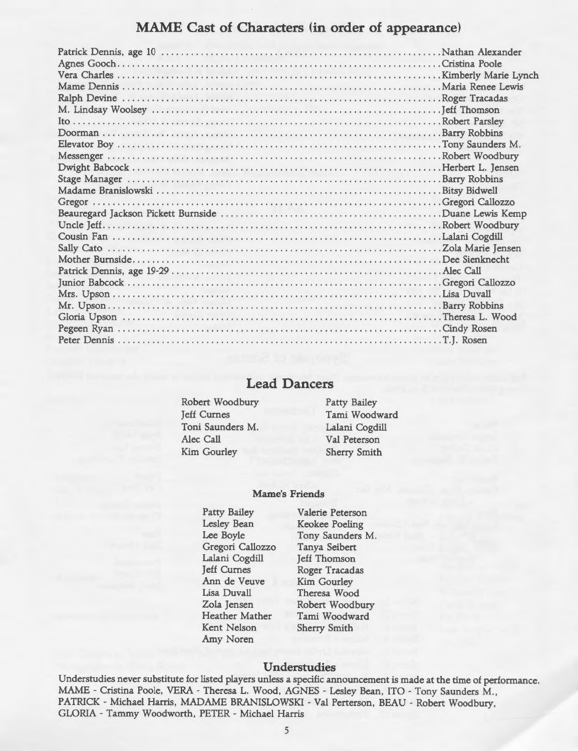## MAME Cast of Characters (in order of appearance)

| Character | Actor |
|---|---|
| Patrick Dennis, age 10 | Nathan Alexander |
| Agnes Gooch | Cristina Poole |
| Vera Charles | Kimberly Marie Lynch |
| Mame Dennis | Maria Renee Lewis |
| Ralph Devine | Roger Tracadas |
| M. Lindsay Woolsey | Jeff Thomson |
| Ito | Robert Parsley |
| Doorman | Barry Robbins |
| Elevator Boy | Tony Saunders M. |
| Messenger | Robert Woodbury |
| Dwight Babcock | Herbert L. Jensen |
| Stage Manager | Barry Robbins |
| Madame Branislowski | Bitsy Bidwell |
| Gregor | Gregori Callozzo |
| Beauregard Jackson Pickett Burnside | Duane Lewis Kemp |
| Uncle Jeff | Robert Woodbury |
| Cousin Fan | Lalani Cogdill |
| Sally Cato | Zola Marie Jensen |
| Mother Burnside | Dee Sienknecht |
| Patrick Dennis, age 19-29 | Alec Call |
| Junior Babcock | Gregori Callozzo |
| Mrs. Upson | Lisa Duvall |
| Mr. Upson | Barry Robbins |
| Gloria Upson | Theresa L. Wood |
| Pegeen Ryan | Cindy Rosen |
| Peter Dennis | T.J. Rosen |

## Lead Dancers

Robert Woodbury
Jeff Curnes
Toni Saunders M.
Alec Call
Kim Gourley
Patty Bailey
Tami Woodward
Lalani Cogdill
Val Peterson
Sherry Smith

### Mame's Friends

Patty Bailey
Lesley Bean
Lee Boyle
Gregori Callozzo
Lalani Cogdill
Jeff Curnes
Ann de Veuve
Lisa Duvall
Zola Jensen
Heather Mather
Kent Nelson
Amy Noren
Valerie Peterson
Keokee Poeling
Tony Saunders M.
Tanya Seibert
Jeff Thomson
Roger Tracadas
Kim Gourley
Theresa Wood
Robert Woodbury
Tami Woodward
Sherry Smith

## Understudies

Understudies never substitute for listed players unless a specific announcement is made at the time of performance. MAME - Cristina Poole, VERA - Theresa L. Wood, AGNES - Lesley Bean, ITO - Tony Saunders M., PATRICK - Michael Harris, MADAME BRANISLOWSKI - Val Perterson, BEAU - Robert Woodbury, GLORIA - Tammy Woodworth, PETER - Michael Harris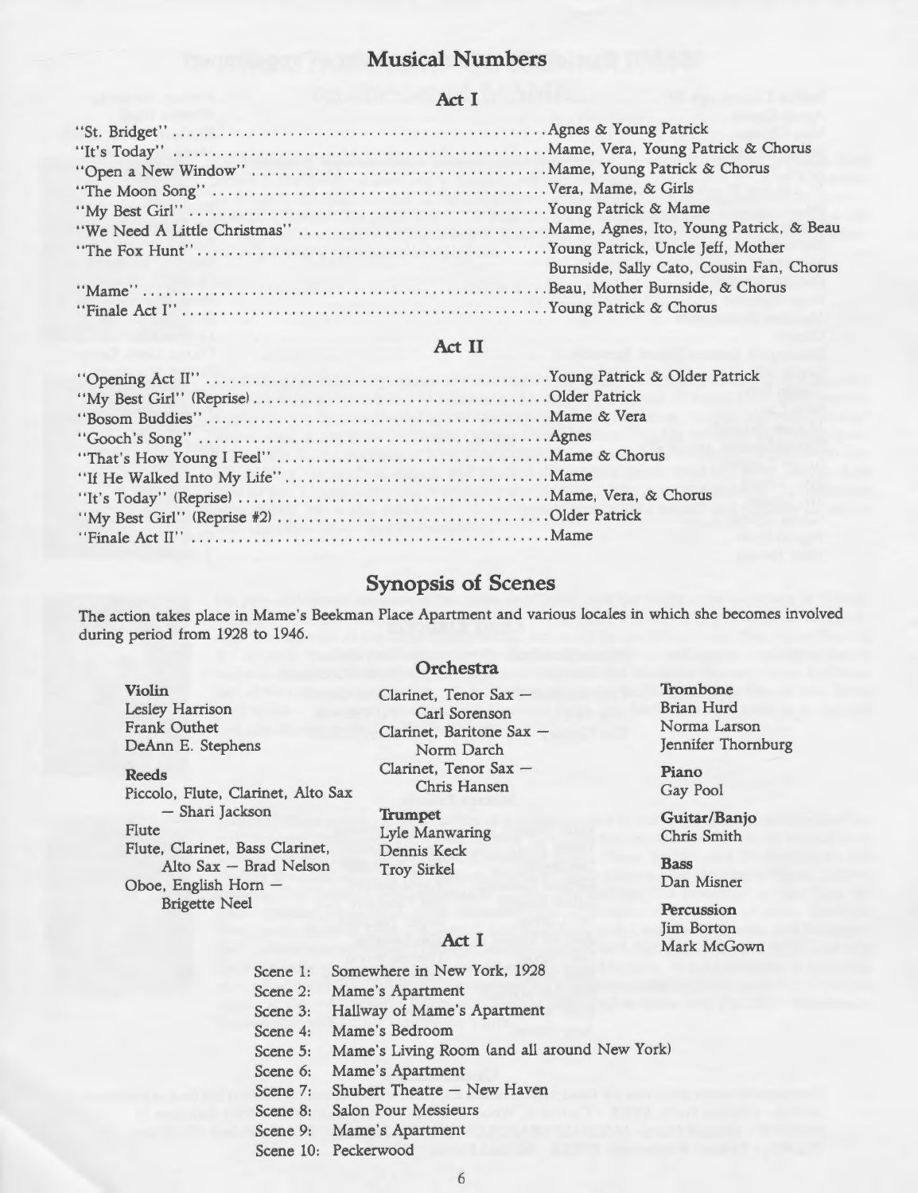## Musical Numbers

### Act I

| Song | Performers |
|---|---|
| "St. Bridget" | Agnes & Young Patrick |
| "It's Today" | Mame, Vera, Young Patrick & Chorus |
| "Open a New Window" | Mame, Young Patrick & Chorus |
| "The Moon Song" | Vera, Mame, & Girls |
| "My Best Girl" | Young Patrick & Mame |
| "We Need A Little Christmas" | Mame, Agnes, Ito, Young Patrick, & Beau |
| "The Fox Hunt" | Young Patrick, Uncle Jeff, Mother Burnside, Sally Cato, Cousin Fan, Chorus |
| "Mame" | Beau, Mother Burnside, & Chorus |
| "Finale Act I" | Young Patrick & Chorus |

### Act II

| Song | Performers |
|---|---|
| "Opening Act II" | Young Patrick & Older Patrick |
| "My Best Girl" (Reprise) | Older Patrick |
| "Bosom Buddies" | Mame & Vera |
| "Gooch's Song" | Agnes |
| "That's How Young I Feel" | Mame & Chorus |
| "If He Walked Into My Life" | Mame |
| "It's Today" (Reprise) | Mame, Vera, & Chorus |
| "My Best Girl" (Reprise #2) | Older Patrick |
| "Finale Act II" | Mame |

## Synopsis of Scenes

The action takes place in Mame's Beekman Place Apartment and various locales in which she becomes involved during period from 1928 to 1946.

## Orchestra

**Violin**
Lesley Harrison
Frank Outhet
DeAnn E. Stephens

**Reeds**
Piccolo, Flute, Clarinet, Alto Sax — Shari Jackson
Flute
Flute, Clarinet, Bass Clarinet, Alto Sax — Brad Nelson
Oboe, English Horn — Brigette Neel
Clarinet, Tenor Sax — Carl Sorenson
Clarinet, Baritone Sax — Norm Darch
Clarinet, Tenor Sax — Chris Hansen

**Trumpet**
Lyle Manwaring
Dennis Keck
Troy Sirkel

**Trombone**
Brian Hurd
Norma Larson
Jennifer Thornburg

**Piano**
Gay Pool

**Guitar/Banjo**
Chris Smith

**Bass**
Dan Misner

**Percussion**
Jim Borton
Mark McGown

### Act I

Scene 1: Somewhere in New York, 1928
Scene 2: Mame's Apartment
Scene 3: Hallway of Mame's Apartment
Scene 4: Mame's Bedroom
Scene 5: Mame's Living Room (and all around New York)
Scene 6: Mame's Apartment
Scene 7: Shubert Theatre — New Haven
Scene 8: Salon Pour Messieurs
Scene 9: Mame's Apartment
Scene 10: Peckerwood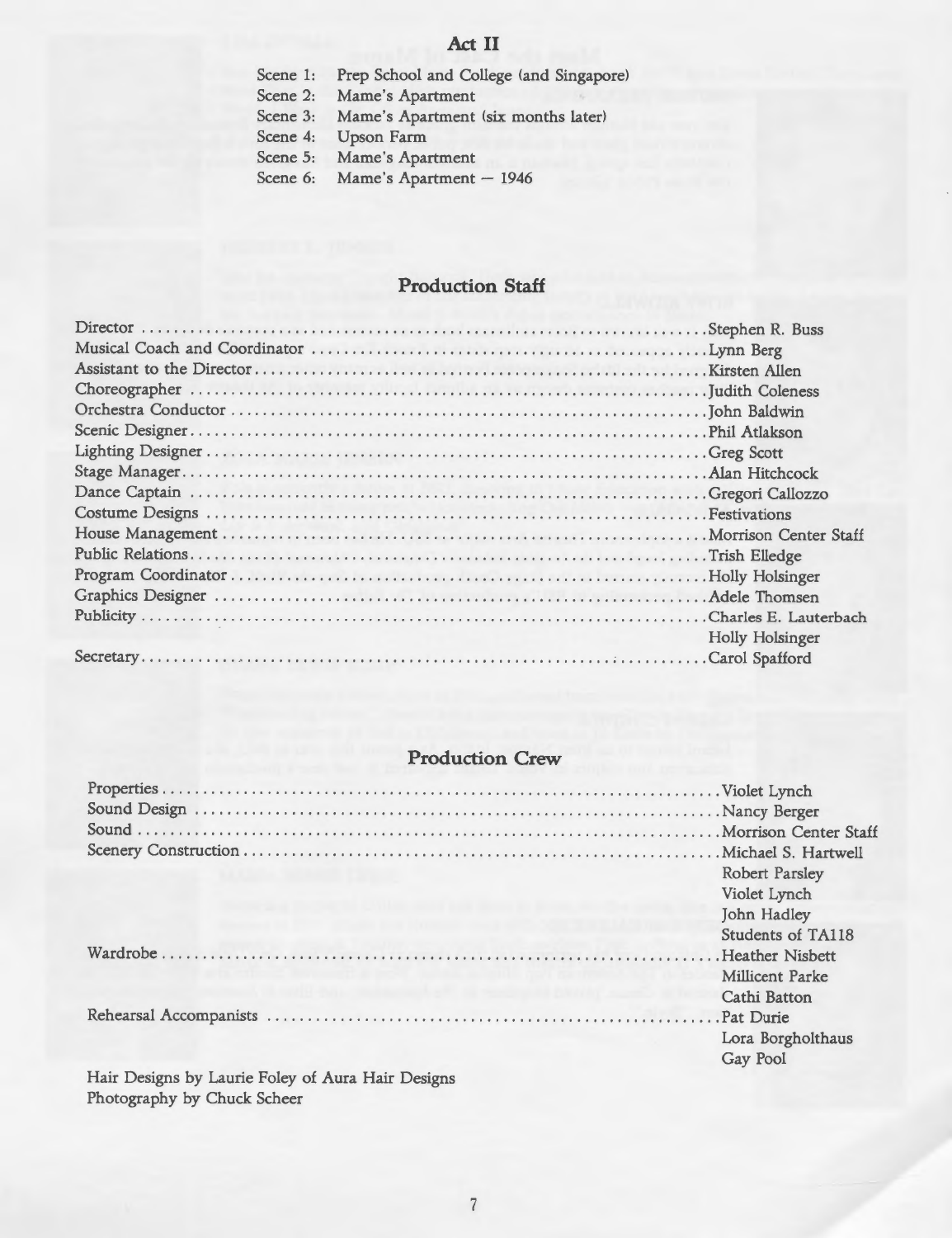## Act II

| | |
|---|---|
| Scene 1: | Prep School and College (and Singapore) |
| Scene 2: | Mame's Apartment |
| Scene 3: | Mame's Apartment (six months later) |
| Scene 4: | Upson Farm |
| Scene 5: | Mame's Apartment |
| Scene 6: | Mame's Apartment — 1946 |

## Production Staff

| | |
|---|---|
| Director | Stephen R. Buss |
| Musical Coach and Coordinator | Lynn Berg |
| Assistant to the Director | Kirsten Allen |
| Choreographer | Judith Coleness |
| Orchestra Conductor | John Baldwin |
| Scenic Designer | Phil Atlakson |
| Lighting Designer | Greg Scott |
| Stage Manager | Alan Hitchcock |
| Dance Captain | Gregori Callozzo |
| Costume Designs | Festivations |
| House Management | Morrison Center Staff |
| Public Relations | Trish Elledge |
| Program Coordinator | Holly Holsinger |
| Graphics Designer | Adele Thomsen |
| Publicity | Charles E. Lauterbach<br>Holly Holsinger |
| Secretary | Carol Spafford |

## Production Crew

| | |
|---|---|
| Properties | Violet Lynch |
| Sound Design | Nancy Berger |
| Sound | Morrison Center Staff |
| Scenery Construction | Michael S. Hartwell<br>Robert Parsley<br>Violet Lynch<br>John Hadley<br>Students of TA118 |
| Wardrobe | Heather Nisbett<br>Millicent Parke<br>Cathi Batton |
| Rehearsal Accompanists | Pat Durie<br>Lora Borgholthaus<br>Gay Pool |

Hair Designs by Laurie Foley of Aura Hair Designs
Photography by Chuck Scheer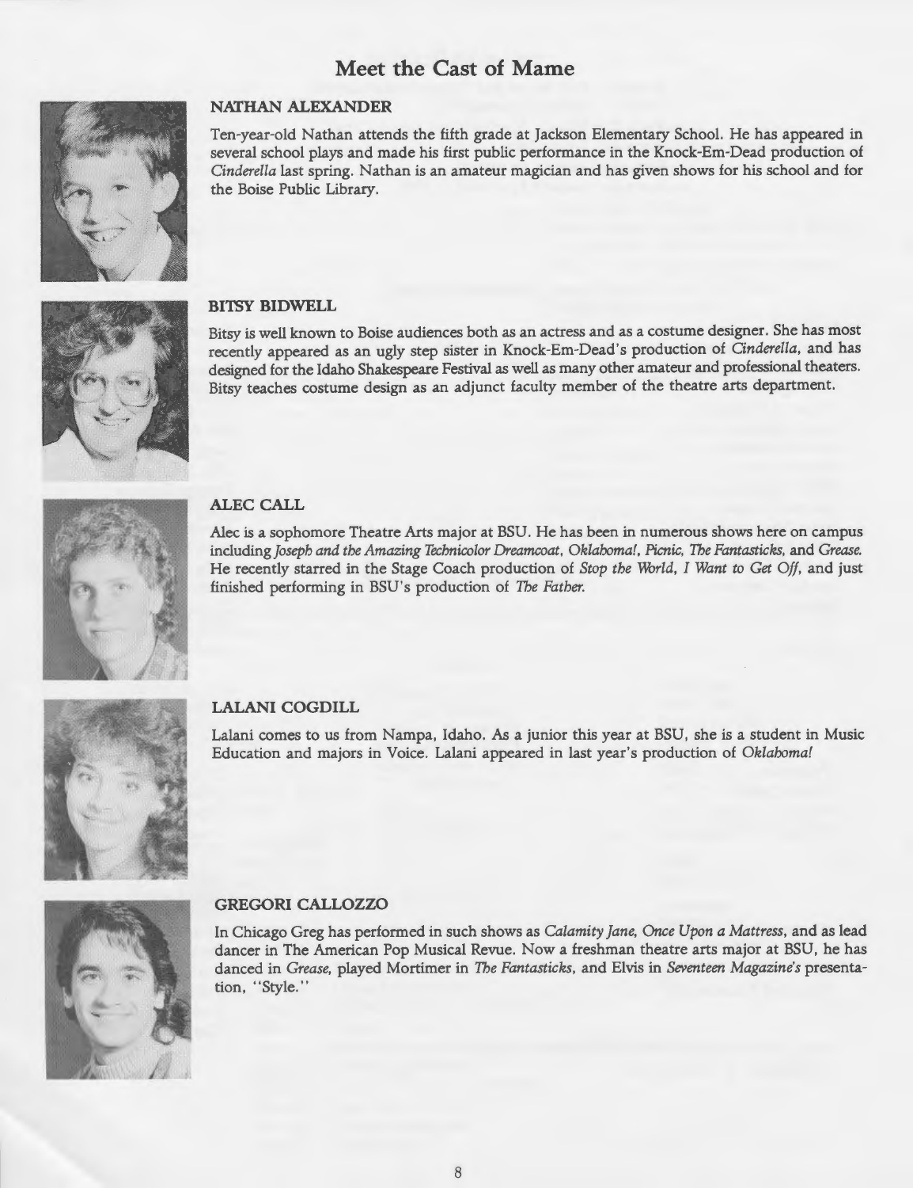# Meet the Cast of Mame

### NATHAN ALEXANDER

Ten-year-old Nathan attends the fifth grade at Jackson Elementary School. He has appeared in several school plays and made his first public performance in the Knock-Em-Dead production of *Cinderella* last spring. Nathan is an amateur magician and has given shows for his school and for the Boise Public Library.

### BITSY BIDWELL

Bitsy is well known to Boise audiences both as an actress and as a costume designer. She has most recently appeared as an ugly step sister in Knock-Em-Dead's production of *Cinderella*, and has designed for the Idaho Shakespeare Festival as well as many other amateur and professional theaters. Bitsy teaches costume design as an adjunct faculty member of the theatre arts department.

### ALEC CALL

Alec is a sophomore Theatre Arts major at BSU. He has been in numerous shows here on campus including *Joseph and the Amazing Technicolor Dreamcoat*, *Oklahoma!*, *Picnic*, *The Fantasticks*, and *Grease*. He recently starred in the Stage Coach production of *Stop the World, I Want to Get Off*, and just finished performing in BSU's production of *The Father*.

### LALANI COGDILL

Lalani comes to us from Nampa, Idaho. As a junior this year at BSU, she is a student in Music Education and majors in Voice. Lalani appeared in last year's production of *Oklahoma!*

### GREGORI CALLOZZO

In Chicago Greg has performed in such shows as *Calamity Jane*, *Once Upon a Mattress*, and as lead dancer in The American Pop Musical Revue. Now a freshman theatre arts major at BSU, he has danced in *Grease*, played Mortimer in *The Fantasticks*, and Elvis in *Seventeen Magazine's* presentation, "Style."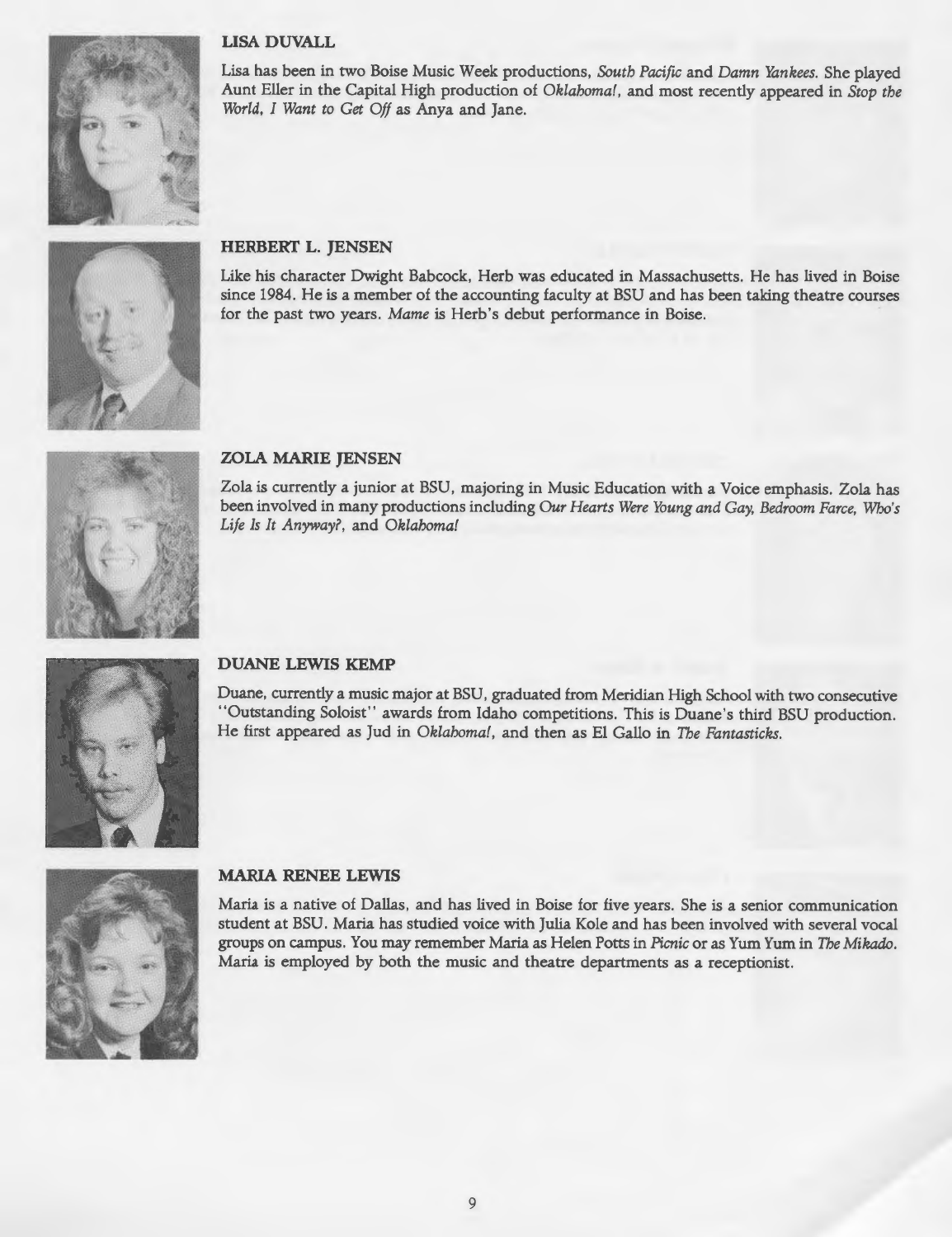### LISA DUVALL

Lisa has been in two Boise Music Week productions, *South Pacific* and *Damn Yankees*. She played Aunt Eller in the Capital High production of *Oklahoma!*, and most recently appeared in *Stop the World, I Want to Get Off* as Anya and Jane.

### HERBERT L. JENSEN

Like his character Dwight Babcock, Herb was educated in Massachusetts. He has lived in Boise since 1984. He is a member of the accounting faculty at BSU and has been taking theatre courses for the past two years. *Mame* is Herb's debut performance in Boise.

### ZOLA MARIE JENSEN

Zola is currently a junior at BSU, majoring in Music Education with a Voice emphasis. Zola has been involved in many productions including *Our Hearts Were Young and Gay, Bedroom Farce, Who's Life Is It Anyway?*, and *Oklahoma!*

### DUANE LEWIS KEMP

Duane, currently a music major at BSU, graduated from Meridian High School with two consecutive "Outstanding Soloist" awards from Idaho competitions. This is Duane's third BSU production. He first appeared as Jud in *Oklahoma!*, and then as El Gallo in *The Fantasticks*.

### MARIA RENEE LEWIS

Maria is a native of Dallas, and has lived in Boise for five years. She is a senior communication student at BSU. Maria has studied voice with Julia Kole and has been involved with several vocal groups on campus. You may remember Maria as Helen Potts in *Picnic* or as Yum Yum in *The Mikado*. Maria is employed by both the music and theatre departments as a receptionist.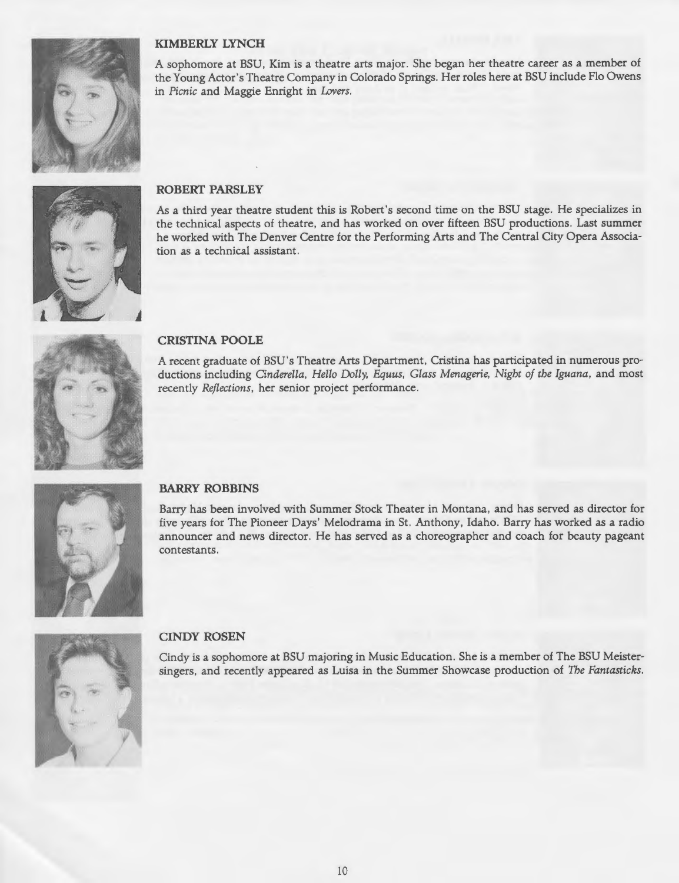### KIMBERLY LYNCH

A sophomore at BSU, Kim is a theatre arts major. She began her theatre career as a member of the Young Actor's Theatre Company in Colorado Springs. Her roles here at BSU include Flo Owens in *Picnic* and Maggie Enright in *Lovers*.

### ROBERT PARSLEY

As a third year theatre student this is Robert's second time on the BSU stage. He specializes in the technical aspects of theatre, and has worked on over fifteen BSU productions. Last summer he worked with The Denver Centre for the Performing Arts and The Central City Opera Association as a technical assistant.

### CRISTINA POOLE

A recent graduate of BSU's Theatre Arts Department, Cristina has participated in numerous productions including *Cinderella, Hello Dolly, Equus, Glass Menagerie, Night of the Iguana*, and most recently *Reflections*, her senior project performance.

### BARRY ROBBINS

Barry has been involved with Summer Stock Theater in Montana, and has served as director for five years for The Pioneer Days' Melodrama in St. Anthony, Idaho. Barry has worked as a radio announcer and news director. He has served as a choreographer and coach for beauty pageant contestants.

### CINDY ROSEN

Cindy is a sophomore at BSU majoring in Music Education. She is a member of The BSU Meistersingers, and recently appeared as Luisa in the Summer Showcase production of *The Fantasticks*.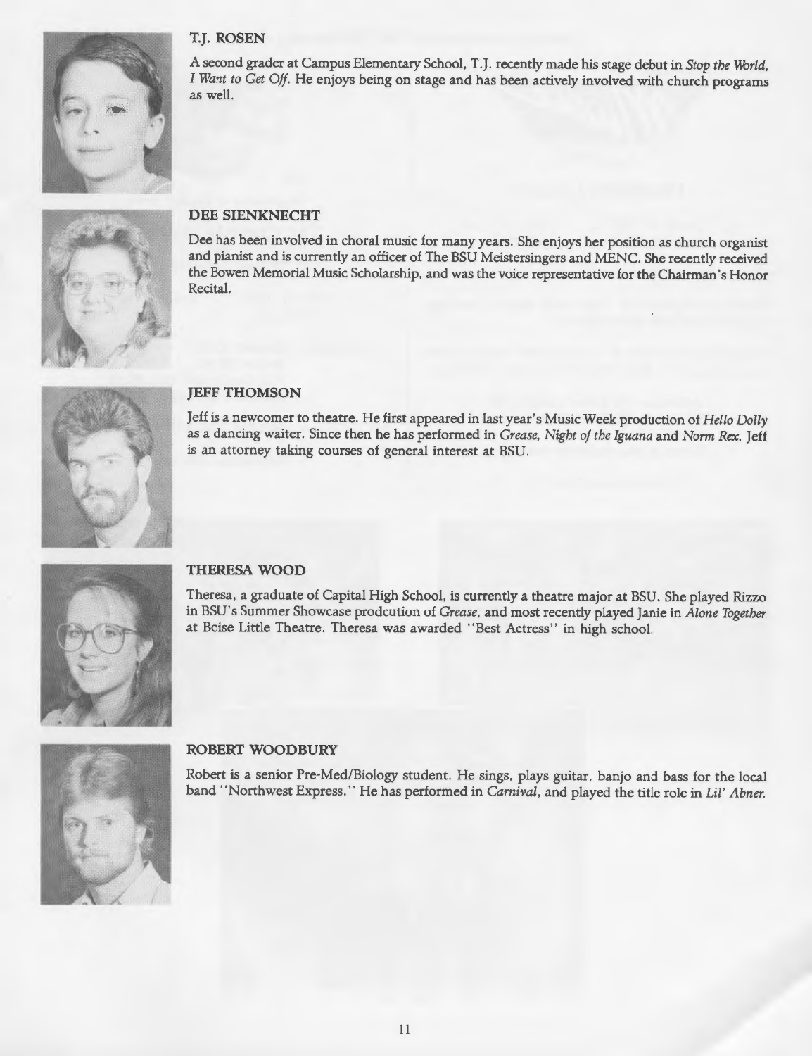### T.J. ROSEN

A second grader at Campus Elementary School, T.J. recently made his stage debut in *Stop the World, I Want to Get Off.* He enjoys being on stage and has been actively involved with church programs as well.

### DEE SIENKNECHT

Dee has been involved in choral music for many years. She enjoys her position as church organist and pianist and is currently an officer of The BSU Meistersingers and MENC. She recently received the Bowen Memorial Music Scholarship, and was the voice representative for the Chairman's Honor Recital.

### JEFF THOMSON

Jeff is a newcomer to theatre. He first appeared in last year's Music Week production of *Hello Dolly* as a dancing waiter. Since then he has performed in *Grease, Night of the Iguana* and *Norm Rex.* Jeff is an attorney taking courses of general interest at BSU.

### THERESA WOOD

Theresa, a graduate of Capital High School, is currently a theatre major at BSU. She played Rizzo in BSU's Summer Showcase prodcution of *Grease,* and most recently played Janie in *Alone Together* at Boise Little Theatre. Theresa was awarded "Best Actress" in high school.

### ROBERT WOODBURY

Robert is a senior Pre-Med/Biology student. He sings, plays guitar, banjo and bass for the local band "Northwest Express." He has performed in *Carnival,* and played the title role in *Lil' Abner.*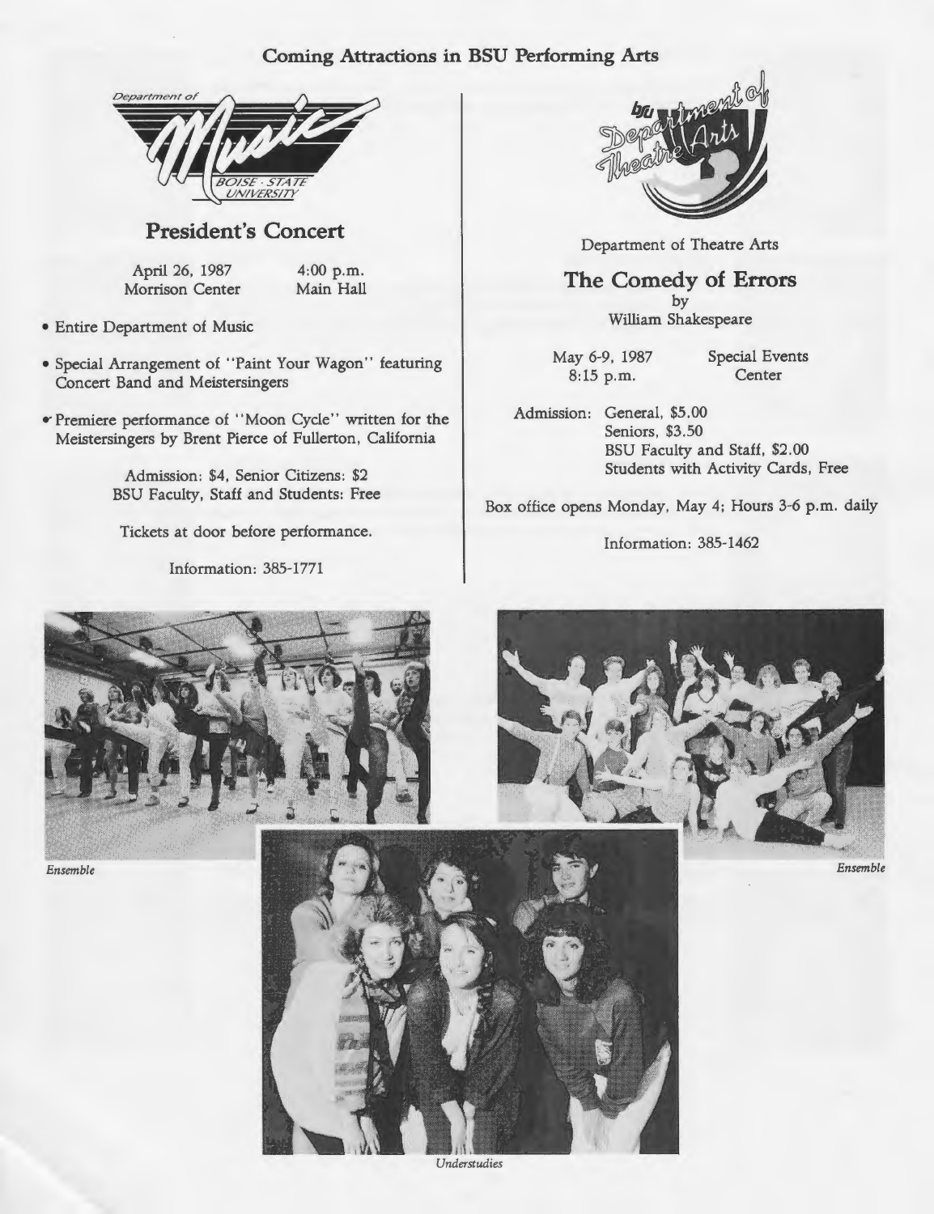## Coming Attractions in BSU Performing Arts

Department of Music
Boise · State University

### President's Concert

April 26, 1987 — 4:00 p.m.
Morrison Center — Main Hall

- Entire Department of Music
- Special Arrangement of "Paint Your Wagon" featuring Concert Band and Meistersingers
- Premiere performance of "Moon Cycle" written for the Meistersingers by Brent Pierce of Fullerton, California

Admission: $4, Senior Citizens: $2
BSU Faculty, Staff and Students: Free

Tickets at door before performance.

Information: 385-1771

bsu Department of Theatre Arts

Department of Theatre Arts

### The Comedy of Errors

by
William Shakespeare

May 6-9, 1987 — Special Events Center
8:15 p.m.

Admission: General, $5.00
Seniors, $3.50
BSU Faculty and Staff, $2.00
Students with Activity Cards, Free

Box office opens Monday, May 4; Hours 3-6 p.m. daily

Information: 385-1462

*Ensemble*

*Ensemble*

*Understudies*